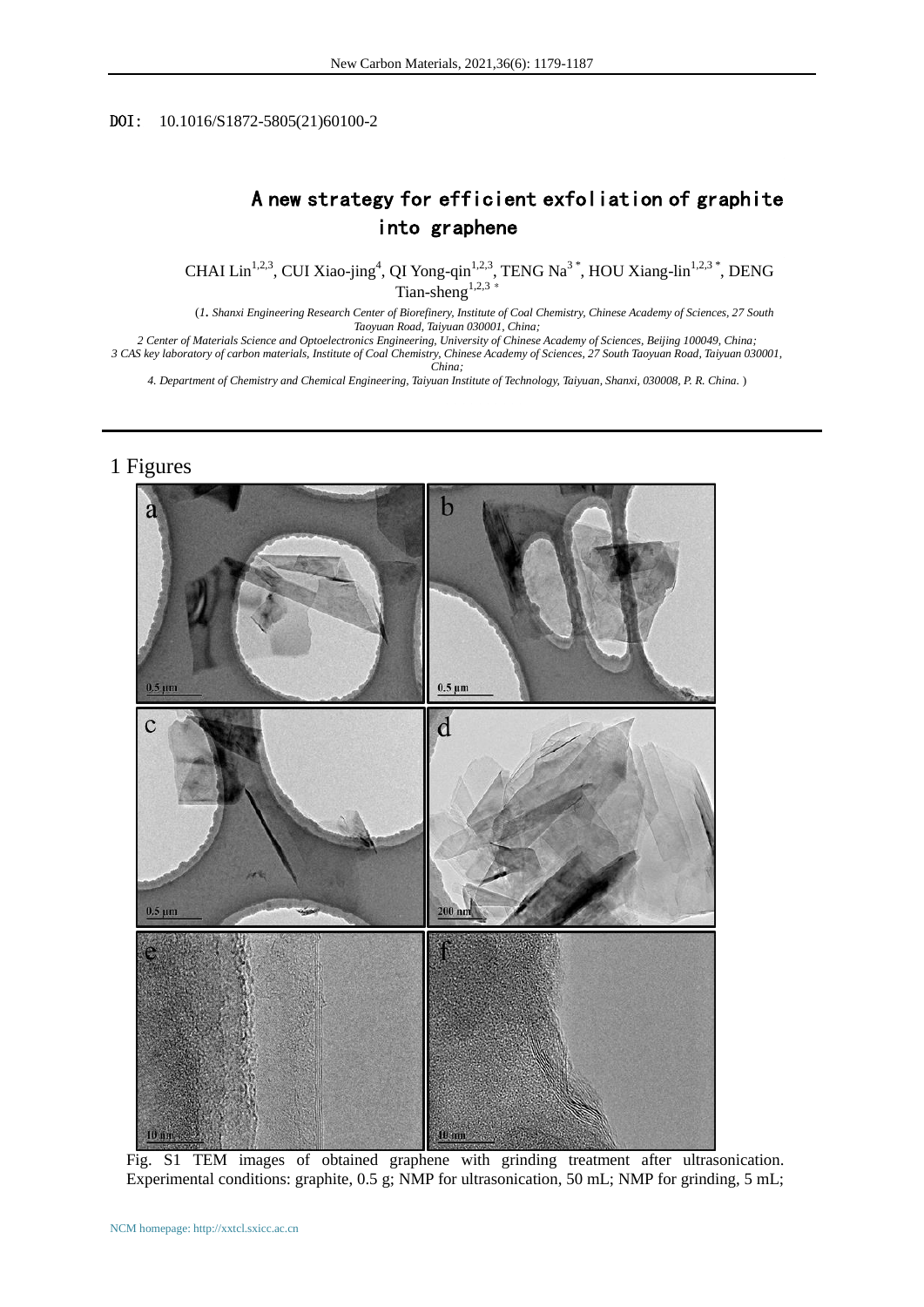DOI: 10.1016/S1872-5805(21)60100-2

# A new strategy for efficient exfoliation of graphite into graphene

CHAI Lin[1,2,3], CUI Xiao-jing[4], QI Yong-qin[1,2,3], TENG Na[3 *], HOU Xiang-lin[1,2,3 *], DENG Tian-sheng[1,2,3 *]

(*1. Shanxi Engineering Research Center of Biorefinery, Institute of Coal Chemistry, Chinese Academy of Sciences, 27 South Taoyuan Road, Taiyuan 030001, China;*

*2 Center of Materials Science and Optoelectronics Engineering, University of Chinese Academy of Sciences, Beijing 100049, China;*

*3 CAS key laboratory of carbon materials, Institute of Coal Chemistry, Chinese Academy of Sciences, 27 South Taoyuan Road, Taiyuan 030001, China;*

*4. Department of Chemistry and Chemical Engineering, Taiyuan Institute of Technology, Taiyuan, Shanxi, 030008, P. R. China.* )

## 1 Figures

Fig. S1 TEM images of obtained graphene with grinding treatment after ultrasonication. Experimental conditions: graphite, 0.5 g; NMP for ultrasonication, 50 mL; NMP for grinding, 5 mL;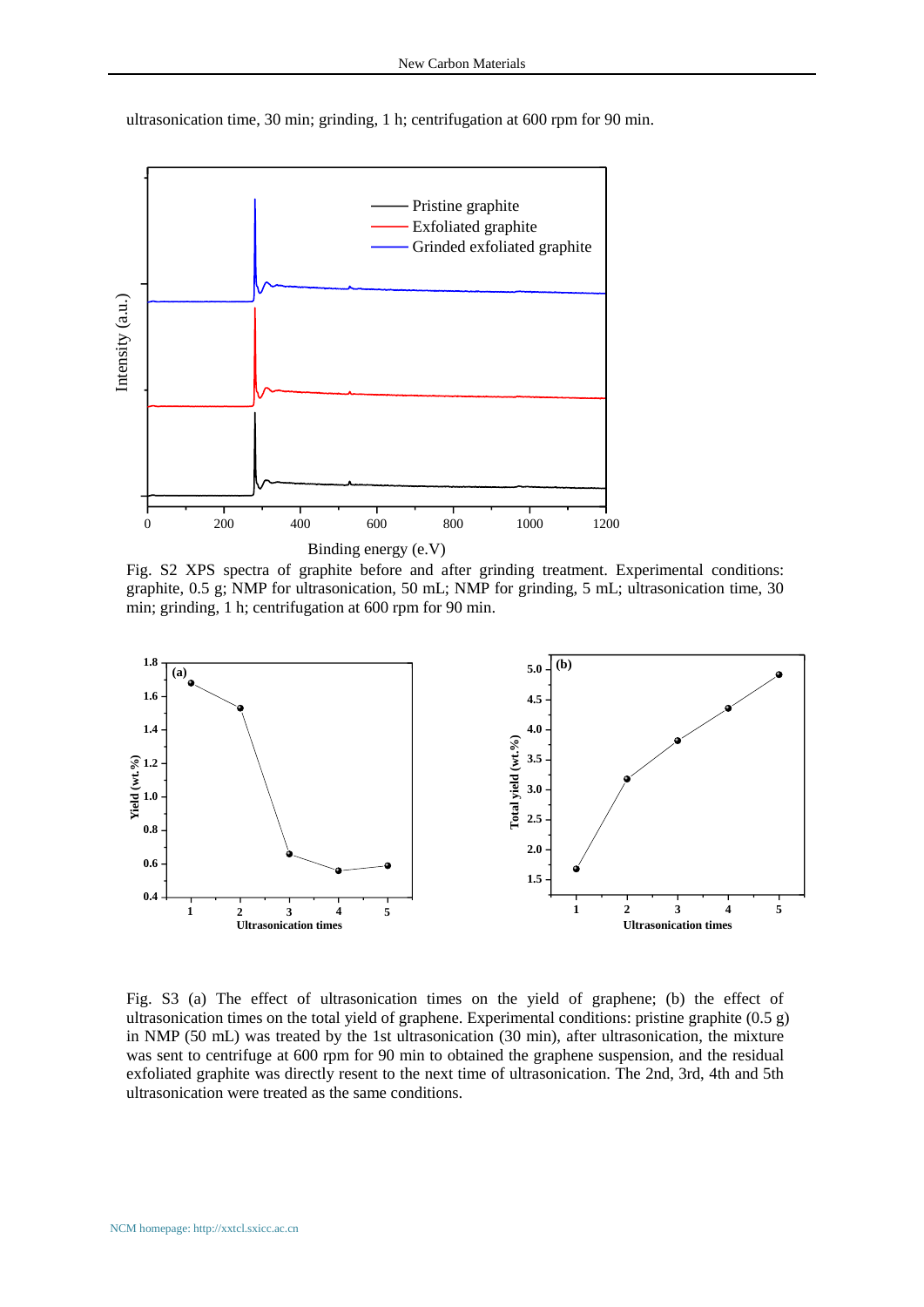ultrasonication time, 30 min; grinding, 1 h; centrifugation at 600 rpm for 90 min.

Fig. S2 XPS spectra of graphite before and after grinding treatment. Experimental conditions: graphite, 0.5 g; NMP for ultrasonication, 50 mL; NMP for grinding, 5 mL; ultrasonication time, 30 min; grinding, 1 h; centrifugation at 600 rpm for 90 min.

Fig. S3 (a) The effect of ultrasonication times on the yield of graphene; (b) the effect of ultrasonication times on the total yield of graphene. Experimental conditions: pristine graphite (0.5 g) in NMP (50 mL) was treated by the 1st ultrasonication (30 min), after ultrasonication, the mixture was sent to centrifuge at 600 rpm for 90 min to obtained the graphene suspension, and the residual exfoliated graphite was directly resent to the next time of ultrasonication. The 2nd, 3rd, 4th and 5th ultrasonication were treated as the same conditions.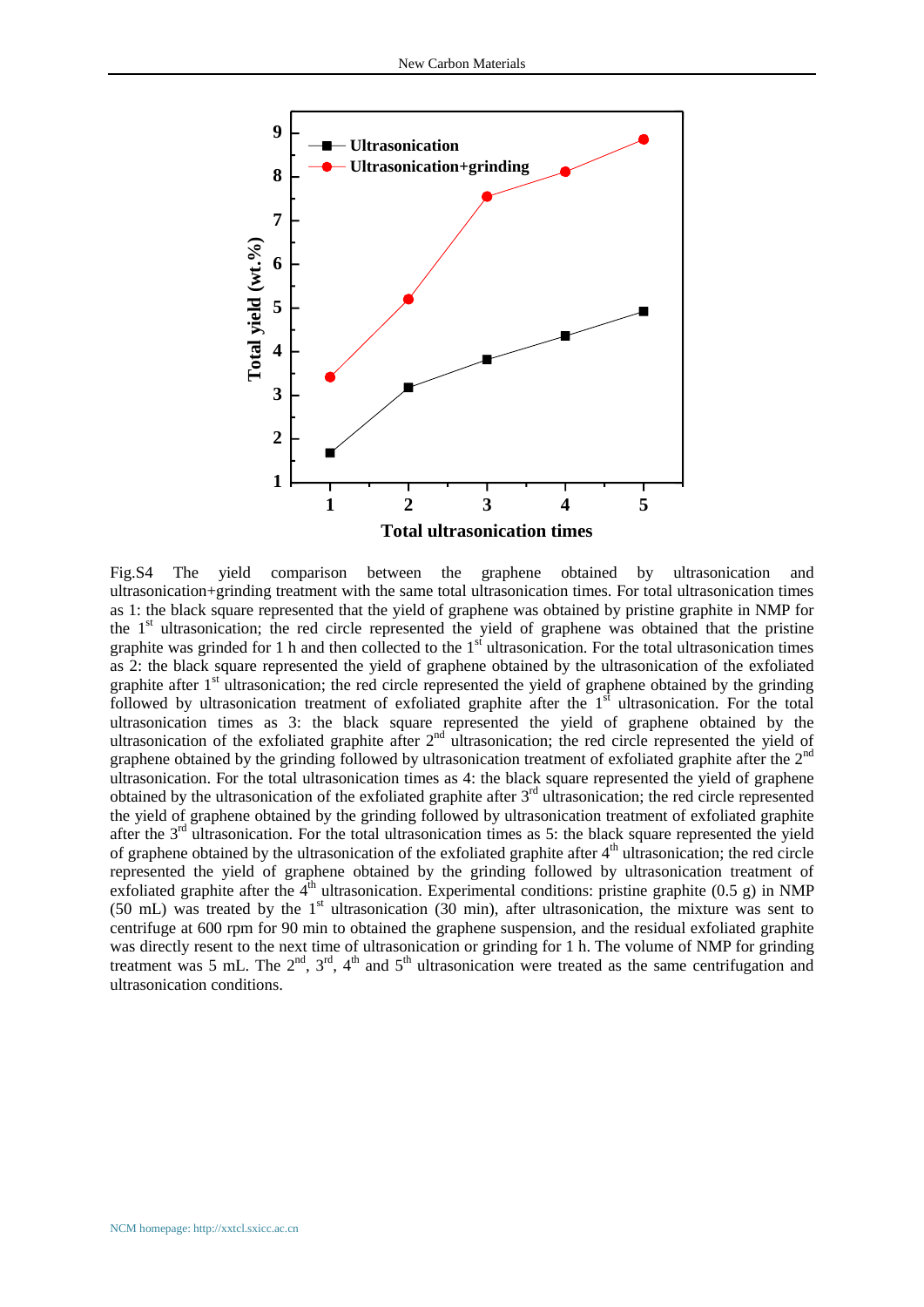Fig.S4 The yield comparison between the graphene obtained by ultrasonication and ultrasonication+grinding treatment with the same total ultrasonication times. For total ultrasonication times as 1: the black square represented that the yield of graphene was obtained by pristine graphite in NMP for the 1st ultrasonication; the red circle represented the yield of graphene was obtained that the pristine graphite was grinded for 1 h and then collected to the 1st ultrasonication. For the total ultrasonication times as 2: the black square represented the yield of graphene obtained by the ultrasonication of the exfoliated graphite after 1st ultrasonication; the red circle represented the yield of graphene obtained by the grinding followed by ultrasonication treatment of exfoliated graphite after the 1st ultrasonication. For the total ultrasonication times as 3: the black square represented the yield of graphene obtained by the ultrasonication of the exfoliated graphite after 2nd ultrasonication; the red circle represented the yield of graphene obtained by the grinding followed by ultrasonication treatment of exfoliated graphite after the 2nd ultrasonication. For the total ultrasonication times as 4: the black square represented the yield of graphene obtained by the ultrasonication of the exfoliated graphite after 3rd ultrasonication; the red circle represented the yield of graphene obtained by the grinding followed by ultrasonication treatment of exfoliated graphite after the 3rd ultrasonication. For the total ultrasonication times as 5: the black square represented the yield of graphene obtained by the ultrasonication of the exfoliated graphite after 4th ultrasonication; the red circle represented the yield of graphene obtained by the grinding followed by ultrasonication treatment of exfoliated graphite after the 4th ultrasonication. Experimental conditions: pristine graphite (0.5 g) in NMP (50 mL) was treated by the 1st ultrasonication (30 min), after ultrasonication, the mixture was sent to centrifuge at 600 rpm for 90 min to obtained the graphene suspension, and the residual exfoliated graphite was directly resent to the next time of ultrasonication or grinding for 1 h. The volume of NMP for grinding treatment was 5 mL. The 2nd, 3rd, 4th and 5th ultrasonication were treated as the same centrifugation and ultrasonication conditions.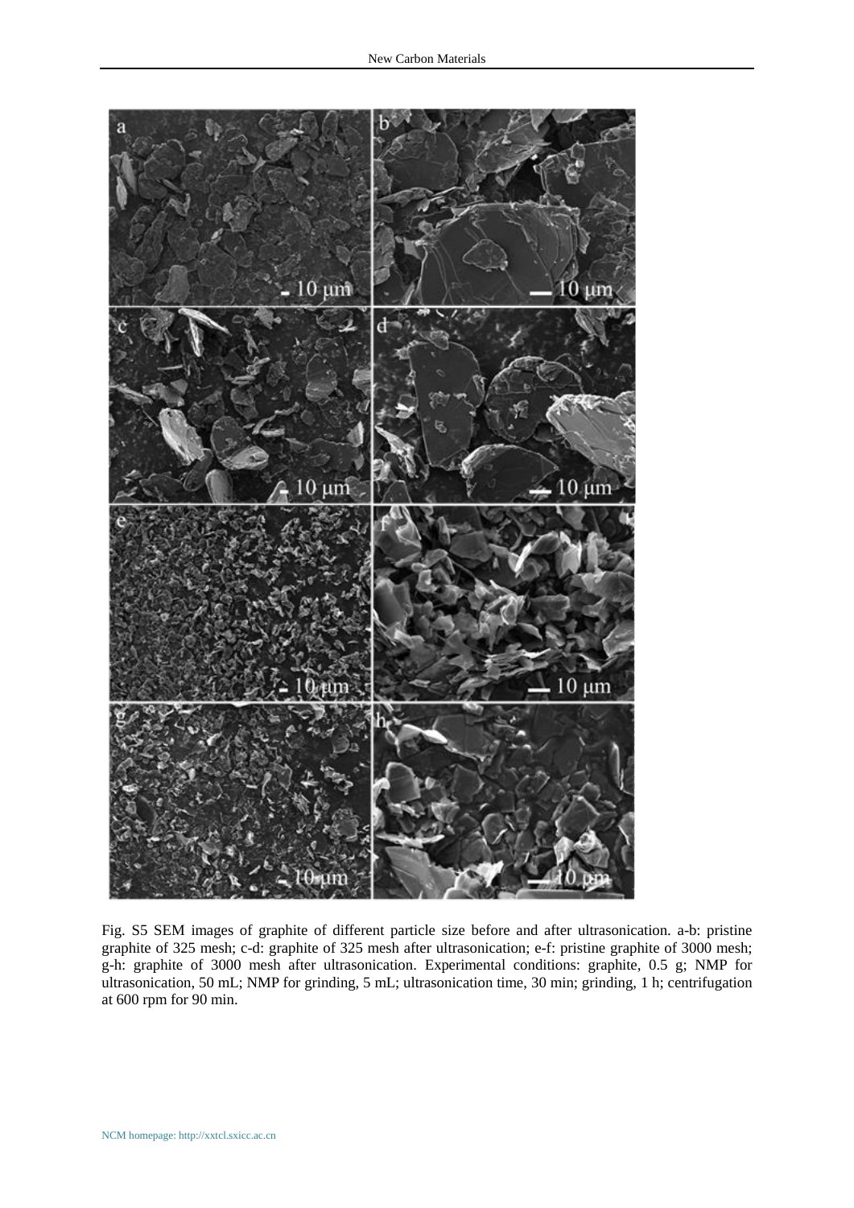Fig. S5 SEM images of graphite of different particle size before and after ultrasonication. a-b: pristine graphite of 325 mesh; c-d: graphite of 325 mesh after ultrasonication; e-f: pristine graphite of 3000 mesh; g-h: graphite of 3000 mesh after ultrasonication. Experimental conditions: graphite, 0.5 g; NMP for ultrasonication, 50 mL; NMP for grinding, 5 mL; ultrasonication time, 30 min; grinding, 1 h; centrifugation at 600 rpm for 90 min.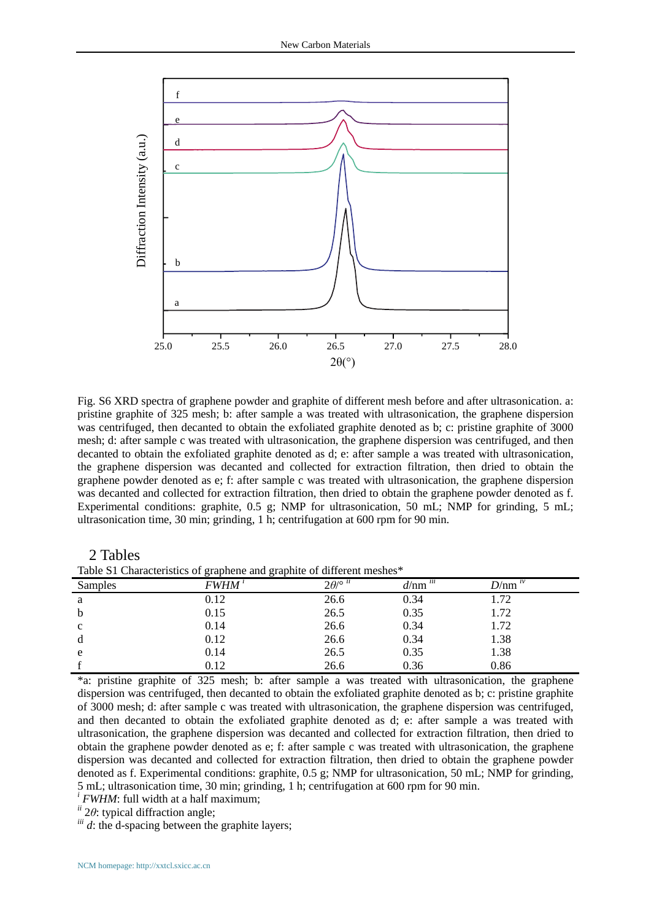Fig. S6 XRD spectra of graphene powder and graphite of different mesh before and after ultrasonication. a: pristine graphite of 325 mesh; b: after sample a was treated with ultrasonication, the graphene dispersion was centrifuged, then decanted to obtain the exfoliated graphite denoted as b; c: pristine graphite of 3000 mesh; d: after sample c was treated with ultrasonication, the graphene dispersion was centrifuged, and then decanted to obtain the exfoliated graphite denoted as d; e: after sample a was treated with ultrasonication, the graphene dispersion was decanted and collected for extraction filtration, then dried to obtain the graphene powder denoted as e; f: after sample c was treated with ultrasonication, the graphene dispersion was decanted and collected for extraction filtration, then dried to obtain the graphene powder denoted as f. Experimental conditions: graphite, 0.5 g; NMP for ultrasonication, 50 mL; NMP for grinding, 5 mL; ultrasonication time, 30 min; grinding, 1 h; centrifugation at 600 rpm for 90 min.

## 2 Tables

Table S1 Characteristics of graphene and graphite of different meshes*

| Samples | *FWHM* [i] | $2\theta/°$ [ii] | $d$/nm [iii] | $D$/nm [iv] |
|---|---|---|---|---|
| a | 0.12 | 26.6 | 0.34 | 1.72 |
| b | 0.15 | 26.5 | 0.35 | 1.72 |
| c | 0.14 | 26.6 | 0.34 | 1.72 |
| d | 0.12 | 26.6 | 0.34 | 1.38 |
| e | 0.14 | 26.5 | 0.35 | 1.38 |
| f | 0.12 | 26.6 | 0.36 | 0.86 |

*a: pristine graphite of 325 mesh; b: after sample a was treated with ultrasonication, the graphene dispersion was centrifuged, then decanted to obtain the exfoliated graphite denoted as b; c: pristine graphite of 3000 mesh; d: after sample c was treated with ultrasonication, the graphene dispersion was centrifuged, and then decanted to obtain the exfoliated graphite denoted as d; e: after sample a was treated with ultrasonication, the graphene dispersion was decanted and collected for extraction filtration, then dried to obtain the graphene powder denoted as e; f: after sample c was treated with ultrasonication, the graphene dispersion was decanted and collected for extraction filtration, then dried to obtain the graphene powder denoted as f. Experimental conditions: graphite, 0.5 g; NMP for ultrasonication, 50 mL; NMP for grinding, 5 mL; ultrasonication time, 30 min; grinding, 1 h; centrifugation at 600 rpm for 90 min.

[i] *FWHM*: full width at a half maximum;

[ii] $2\theta$: typical diffraction angle;

[iii] $d$: the d-spacing between the graphite layers;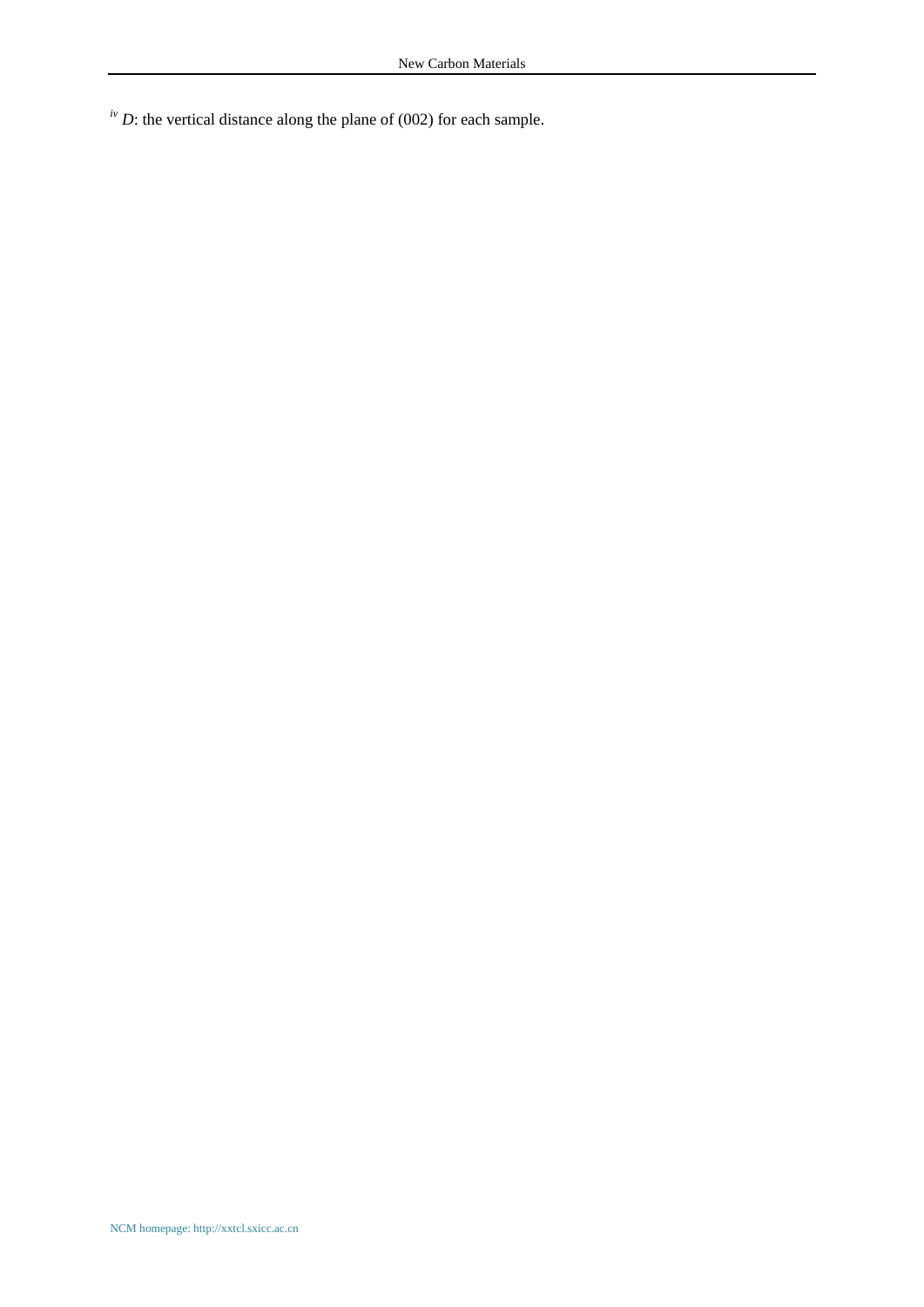[iv] *D*: the vertical distance along the plane of (002) for each sample.